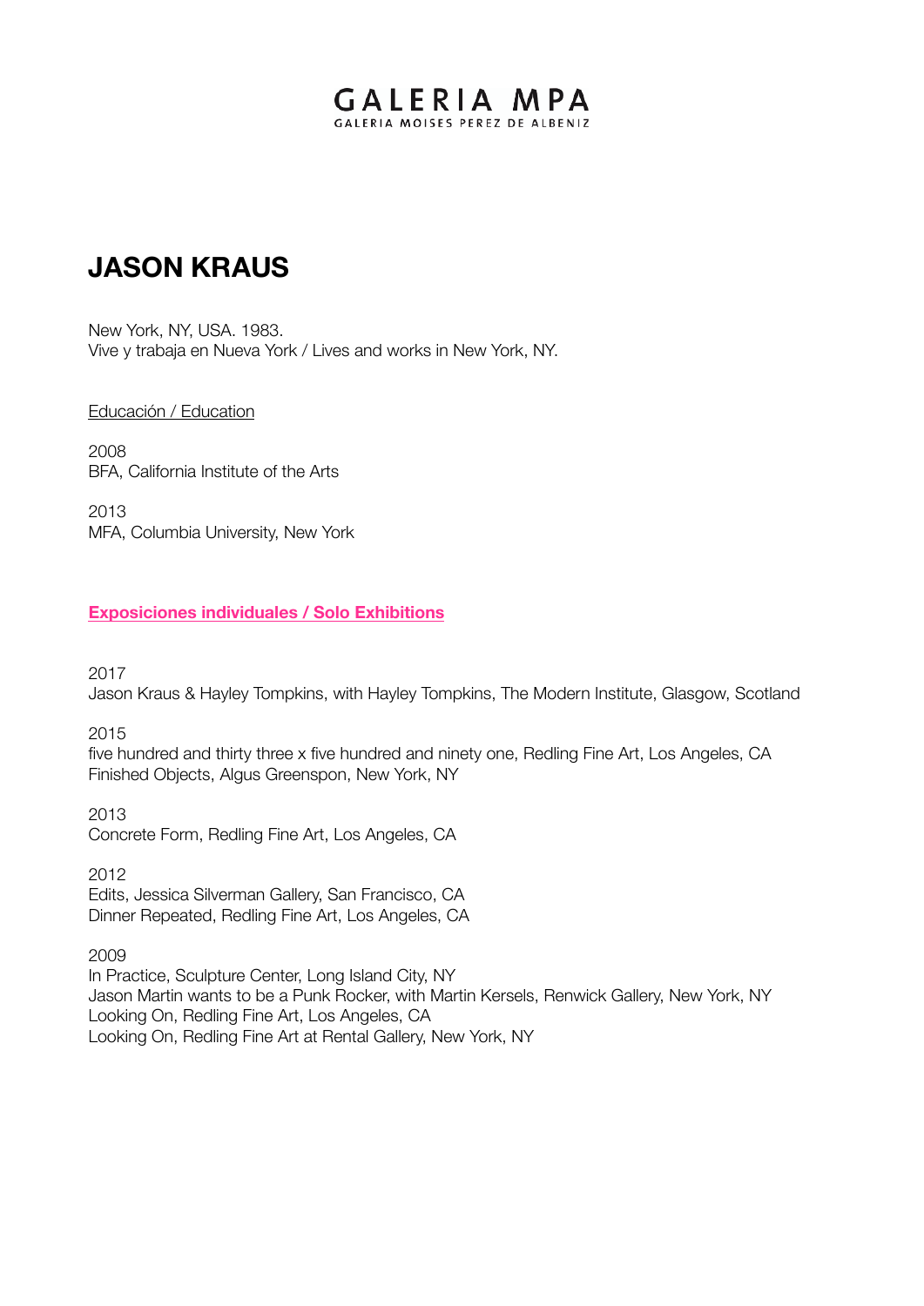GALERIA MPA
GALERIA MOISES PEREZ DE ALBENIZ

# JASON KRAUS

New York, NY, USA. 1983.
Vive y trabaja en Nueva York / Lives and works in New York, NY.

Educación / Education

2008
BFA, California Institute of the Arts

2013
MFA, Columbia University, New York

## Exposiciones individuales / Solo Exhibitions

2017
Jason Kraus & Hayley Tompkins, with Hayley Tompkins, The Modern Institute, Glasgow, Scotland

2015
five hundred and thirty three x five hundred and ninety one, Redling Fine Art, Los Angeles, CA
Finished Objects, Algus Greenspon, New York, NY

2013
Concrete Form, Redling Fine Art, Los Angeles, CA

2012
Edits, Jessica Silverman Gallery, San Francisco, CA
Dinner Repeated, Redling Fine Art, Los Angeles, CA

2009
In Practice, Sculpture Center, Long Island City, NY
Jason Martin wants to be a Punk Rocker, with Martin Kersels, Renwick Gallery, New York, NY
Looking On, Redling Fine Art, Los Angeles, CA
Looking On, Redling Fine Art at Rental Gallery, New York, NY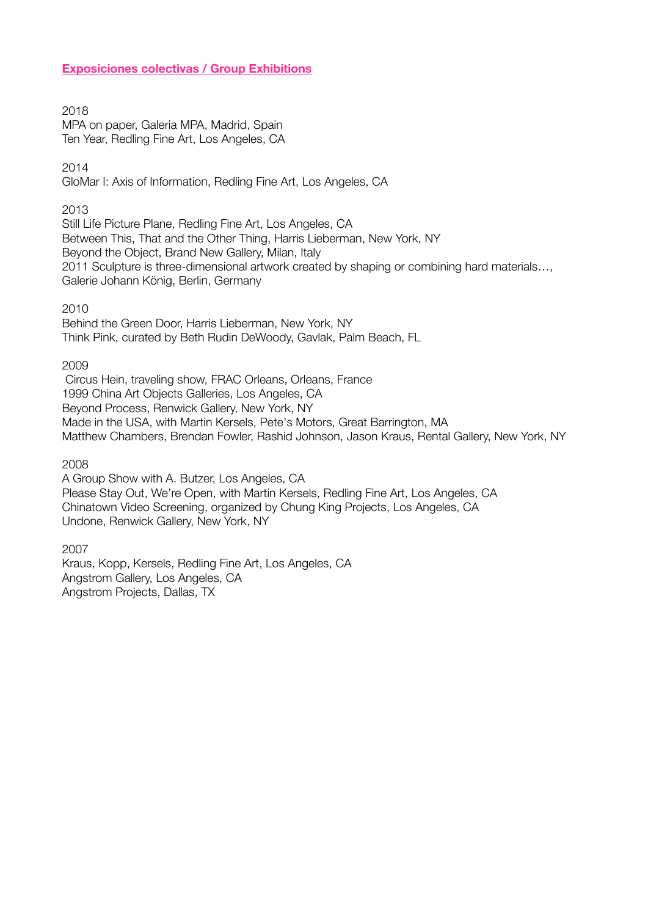## Exposiciones colectivas / Group Exhibitions

2018
MPA on paper, Galeria MPA, Madrid, Spain
Ten Year, Redling Fine Art, Los Angeles, CA

2014
GloMar I: Axis of Information, Redling Fine Art, Los Angeles, CA

2013
Still Life Picture Plane, Redling Fine Art, Los Angeles, CA
Between This, That and the Other Thing, Harris Lieberman, New York, NY
Beyond the Object, Brand New Gallery, Milan, Italy
2011 Sculpture is three-dimensional artwork created by shaping or combining hard materials…, Galerie Johann König, Berlin, Germany

2010
Behind the Green Door, Harris Lieberman, New York, NY
Think Pink, curated by Beth Rudin DeWoody, Gavlak, Palm Beach, FL

2009
Circus Hein, traveling show, FRAC Orleans, Orleans, France
1999 China Art Objects Galleries, Los Angeles, CA
Beyond Process, Renwick Gallery, New York, NY
Made in the USA, with Martin Kersels, Pete's Motors, Great Barrington, MA
Matthew Chambers, Brendan Fowler, Rashid Johnson, Jason Kraus, Rental Gallery, New York, NY

2008
A Group Show with A. Butzer, Los Angeles, CA
Please Stay Out, We're Open, with Martin Kersels, Redling Fine Art, Los Angeles, CA
Chinatown Video Screening, organized by Chung King Projects, Los Angeles, CA
Undone, Renwick Gallery, New York, NY

2007
Kraus, Kopp, Kersels, Redling Fine Art, Los Angeles, CA
Angstrom Gallery, Los Angeles, CA
Angstrom Projects, Dallas, TX